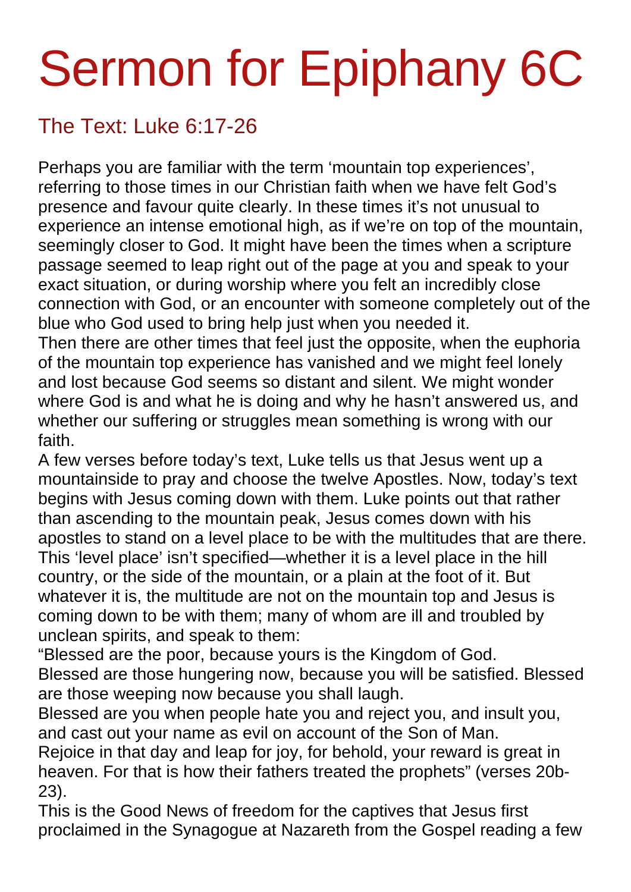# Sermon for Epiphany 6C

## The Text: Luke 6:17-26

Perhaps you are familiar with the term 'mountain top experiences', referring to those times in our Christian faith when we have felt God's presence and favour quite clearly. In these times it's not unusual to experience an intense emotional high, as if we're on top of the mountain, seemingly closer to God. It might have been the times when a scripture passage seemed to leap right out of the page at you and speak to your exact situation, or during worship where you felt an incredibly close connection with God, or an encounter with someone completely out of the blue who God used to bring help just when you needed it.

Then there are other times that feel just the opposite, when the euphoria of the mountain top experience has vanished and we might feel lonely and lost because God seems so distant and silent. We might wonder where God is and what he is doing and why he hasn't answered us, and whether our suffering or struggles mean something is wrong with our faith.

A few verses before today's text, Luke tells us that Jesus went up a mountainside to pray and choose the twelve Apostles. Now, today's text begins with Jesus coming down with them. Luke points out that rather than ascending to the mountain peak, Jesus comes down with his apostles to stand on a level place to be with the multitudes that are there. This 'level place' isn't specified—whether it is a level place in the hill country, or the side of the mountain, or a plain at the foot of it. But whatever it is, the multitude are not on the mountain top and Jesus is coming down to be with them; many of whom are ill and troubled by unclean spirits, and speak to them:

"Blessed are the poor, because yours is the Kingdom of God.
Blessed are those hungering now, because you will be satisfied. Blessed are those weeping now because you shall laugh.
Blessed are you when people hate you and reject you, and insult you, and cast out your name as evil on account of the Son of Man.
Rejoice in that day and leap for joy, for behold, your reward is great in heaven. For that is how their fathers treated the prophets" (verses 20b-23).

This is the Good News of freedom for the captives that Jesus first proclaimed in the Synagogue at Nazareth from the Gospel reading a few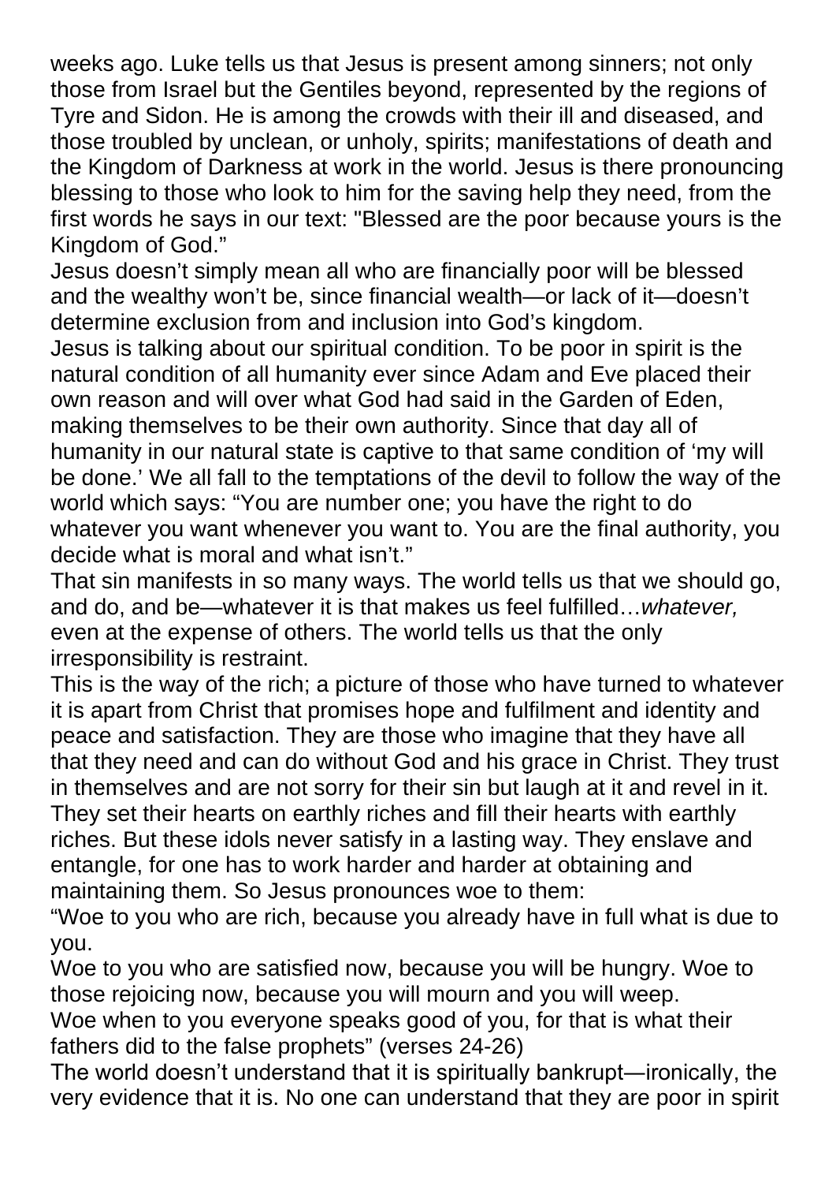weeks ago. Luke tells us that Jesus is present among sinners; not only those from Israel but the Gentiles beyond, represented by the regions of Tyre and Sidon. He is among the crowds with their ill and diseased, and those troubled by unclean, or unholy, spirits; manifestations of death and the Kingdom of Darkness at work in the world. Jesus is there pronouncing blessing to those who look to him for the saving help they need, from the first words he says in our text: "Blessed are the poor because yours is the Kingdom of God."

Jesus doesn't simply mean all who are financially poor will be blessed and the wealthy won't be, since financial wealth—or lack of it—doesn't determine exclusion from and inclusion into God's kingdom.

Jesus is talking about our spiritual condition. To be poor in spirit is the natural condition of all humanity ever since Adam and Eve placed their own reason and will over what God had said in the Garden of Eden, making themselves to be their own authority. Since that day all of humanity in our natural state is captive to that same condition of 'my will be done.' We all fall to the temptations of the devil to follow the way of the world which says: "You are number one; you have the right to do whatever you want whenever you want to. You are the final authority, you decide what is moral and what isn't."

That sin manifests in so many ways. The world tells us that we should go, and do, and be—whatever it is that makes us feel fulfilled…*whatever,* even at the expense of others. The world tells us that the only irresponsibility is restraint.

This is the way of the rich; a picture of those who have turned to whatever it is apart from Christ that promises hope and fulfilment and identity and peace and satisfaction. They are those who imagine that they have all that they need and can do without God and his grace in Christ. They trust in themselves and are not sorry for their sin but laugh at it and revel in it. They set their hearts on earthly riches and fill their hearts with earthly riches. But these idols never satisfy in a lasting way. They enslave and entangle, for one has to work harder and harder at obtaining and maintaining them. So Jesus pronounces woe to them:

"Woe to you who are rich, because you already have in full what is due to you.

Woe to you who are satisfied now, because you will be hungry. Woe to those rejoicing now, because you will mourn and you will weep.

Woe when to you everyone speaks good of you, for that is what their fathers did to the false prophets" (verses 24-26)

The world doesn't understand that it is spiritually bankrupt—ironically, the very evidence that it is. No one can understand that they are poor in spirit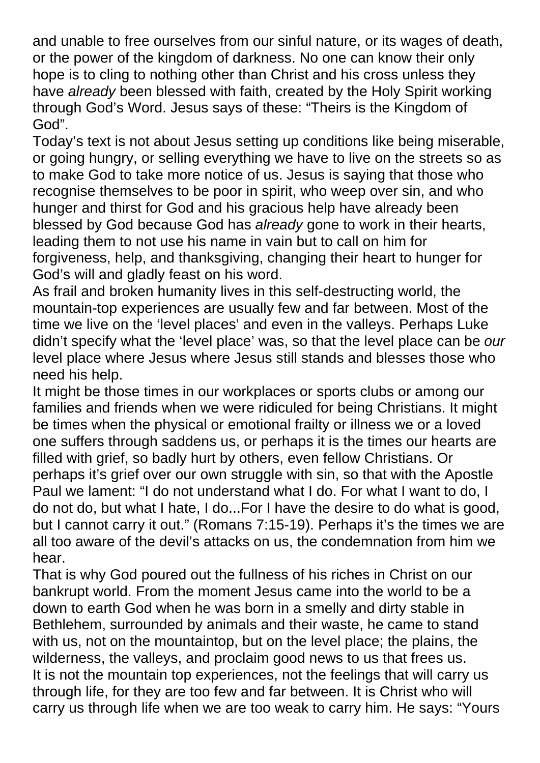and unable to free ourselves from our sinful nature, or its wages of death, or the power of the kingdom of darkness. No one can know their only hope is to cling to nothing other than Christ and his cross unless they have *already* been blessed with faith, created by the Holy Spirit working through God's Word. Jesus says of these: "Theirs is the Kingdom of God".

Today's text is not about Jesus setting up conditions like being miserable, or going hungry, or selling everything we have to live on the streets so as to make God to take more notice of us. Jesus is saying that those who recognise themselves to be poor in spirit, who weep over sin, and who hunger and thirst for God and his gracious help have already been blessed by God because God has *already* gone to work in their hearts, leading them to not use his name in vain but to call on him for forgiveness, help, and thanksgiving, changing their heart to hunger for God's will and gladly feast on his word.

As frail and broken humanity lives in this self-destructing world, the mountain-top experiences are usually few and far between. Most of the time we live on the 'level places' and even in the valleys. Perhaps Luke didn't specify what the 'level place' was, so that the level place can be *our* level place where Jesus where Jesus still stands and blesses those who need his help.

It might be those times in our workplaces or sports clubs or among our families and friends when we were ridiculed for being Christians. It might be times when the physical or emotional frailty or illness we or a loved one suffers through saddens us, or perhaps it is the times our hearts are filled with grief, so badly hurt by others, even fellow Christians. Or perhaps it's grief over our own struggle with sin, so that with the Apostle Paul we lament: "I do not understand what I do. For what I want to do, I do not do, but what I hate, I do...For I have the desire to do what is good, but I cannot carry it out." (Romans 7:15-19). Perhaps it's the times we are all too aware of the devil's attacks on us, the condemnation from him we hear.

That is why God poured out the fullness of his riches in Christ on our bankrupt world. From the moment Jesus came into the world to be a down to earth God when he was born in a smelly and dirty stable in Bethlehem, surrounded by animals and their waste, he came to stand with us, not on the mountaintop, but on the level place; the plains, the wilderness, the valleys, and proclaim good news to us that frees us.

It is not the mountain top experiences, not the feelings that will carry us through life, for they are too few and far between. It is Christ who will carry us through life when we are too weak to carry him. He says: "Yours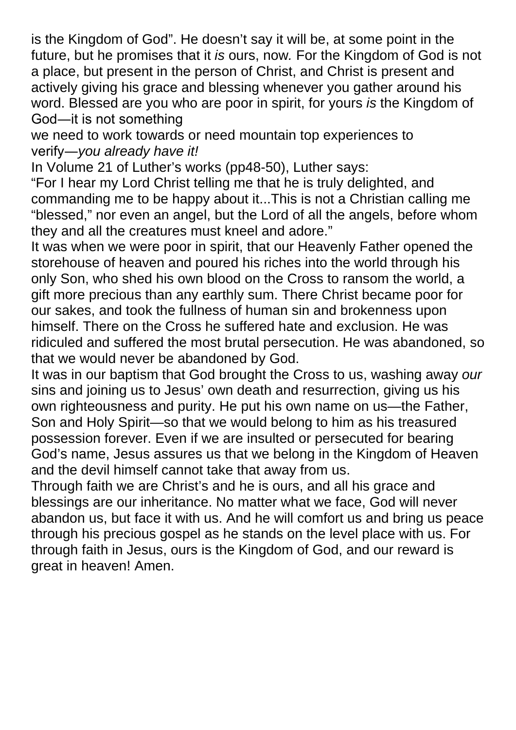is the Kingdom of God". He doesn't say it will be, at some point in the future, but he promises that it *is* ours, now. For the Kingdom of God is not a place, but present in the person of Christ, and Christ is present and actively giving his grace and blessing whenever you gather around his word. Blessed are you who are poor in spirit, for yours *is* the Kingdom of God—it is not something we need to work towards or need mountain top experiences to verify—*you already have it!*

In Volume 21 of Luther's works (pp48-50), Luther says:

"For I hear my Lord Christ telling me that he is truly delighted, and commanding me to be happy about it...This is not a Christian calling me "blessed," nor even an angel, but the Lord of all the angels, before whom they and all the creatures must kneel and adore."

It was when we were poor in spirit, that our Heavenly Father opened the storehouse of heaven and poured his riches into the world through his only Son, who shed his own blood on the Cross to ransom the world, a gift more precious than any earthly sum. There Christ became poor for our sakes, and took the fullness of human sin and brokenness upon himself. There on the Cross he suffered hate and exclusion. He was ridiculed and suffered the most brutal persecution. He was abandoned, so that we would never be abandoned by God.

It was in our baptism that God brought the Cross to us, washing away *our* sins and joining us to Jesus' own death and resurrection, giving us his own righteousness and purity. He put his own name on us—the Father, Son and Holy Spirit—so that we would belong to him as his treasured possession forever. Even if we are insulted or persecuted for bearing God's name, Jesus assures us that we belong in the Kingdom of Heaven and the devil himself cannot take that away from us.

Through faith we are Christ's and he is ours, and all his grace and blessings are our inheritance. No matter what we face, God will never abandon us, but face it with us. And he will comfort us and bring us peace through his precious gospel as he stands on the level place with us. For through faith in Jesus, ours is the Kingdom of God, and our reward is great in heaven! Amen.